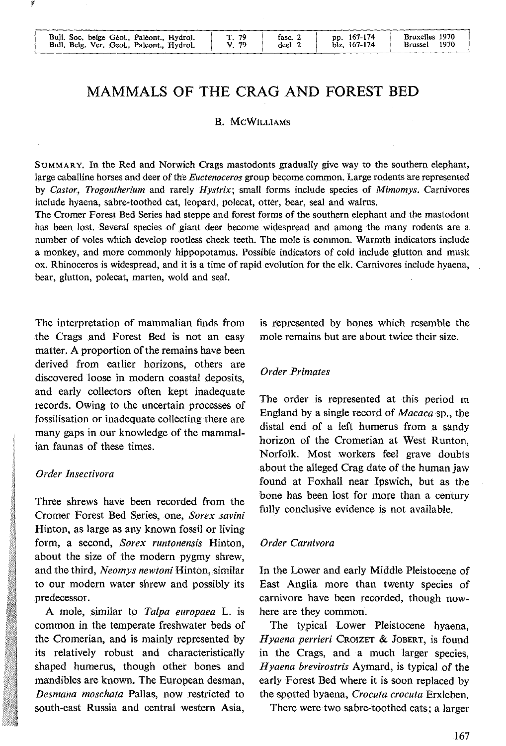# MAMMALS OF THE CRAG AND FOREST BED

B. McWilliams

SUMMARY. In the Red and Norwich Crags mastodonts gradually give way to the southern elephant, large caballine horses and deer of the *Euctenoceros* group become common. Large rodents are represented by *Castor*, *Trogontherium* and rarely *Hystrix*; small forms include species of *Mimomys*. Carnivores include hyaena, sabre-toothed cat, leopard, polecat, otter, bear, seal and walrus.
The Cromer Forest Bed Series had steppe and forest forms of the southern elephant and the mastodont has been lost. Several species of giant deer become widespread and among the many rodents are a number of voles which develop rootless cheek teeth. The mole is common. Warmth indicators include a monkey, and more commonly hippopotamus. Possible indicators of cold include glutton and musk ox. Rhinoceros is widespread, and it is a time of rapid evolution for the elk. Carnivores include hyaena, bear, glutton, polecat, marten, wold and seal.

The interpretation of mammalian finds from the Crags and Forest Bed is not an easy matter. A proportion of the remains have been derived from earlier horizons, others are discovered loose in modern coastal deposits, and early collectors often kept inadequate records. Owing to the uncertain processes of fossilisation or inadequate collecting there are many gaps in our knowledge of the mammalian faunas of these times.

*Order Insectivora*

Three shrews have been recorded from the Cromer Forest Bed Series, one, *Sorex savini* Hinton, as large as any known fossil or living form, a second, *Sorex runtonensis* Hinton, about the size of the modern pygmy shrew, and the third, *Neomys newtoni* Hinton, similar to our modern water shrew and possibly its predecessor.

A mole, similar to *Talpa europaea* L. is common in the temperate freshwater beds of the Cromerian, and is mainly represented by its relatively robust and characteristically shaped humerus, though other bones and mandibles are known. The European desman, *Desmana moschata* Pallas, now restricted to south-east Russia and central western Asia, is represented by bones which resemble the mole remains but are about twice their size.

*Order Primates*

The order is represented at this period in England by a single record of *Macaca* sp., the distal end of a left humerus from a sandy horizon of the Cromerian at West Runton, Norfolk. Most workers feel grave doubts about the alleged Crag date of the human jaw found at Foxhall near Ipswich, but as the bone has been lost for more than a century fully conclusive evidence is not available.

*Order Carnivora*

In the Lower and early Middle Pleistocene of East Anglia more than twenty species of carnivore have been recorded, though nowhere are they common.

The typical Lower Pleistocene hyaena, *Hyaena perrieri* Croizet & Jobert, is found in the Crags, and a much larger species, *Hyaena brevirostris* Aymard, is typical of the early Forest Bed where it is soon replaced by the spotted hyaena, *Crocuta crocuta* Erxleben.

There were two sabre-toothed cats; a larger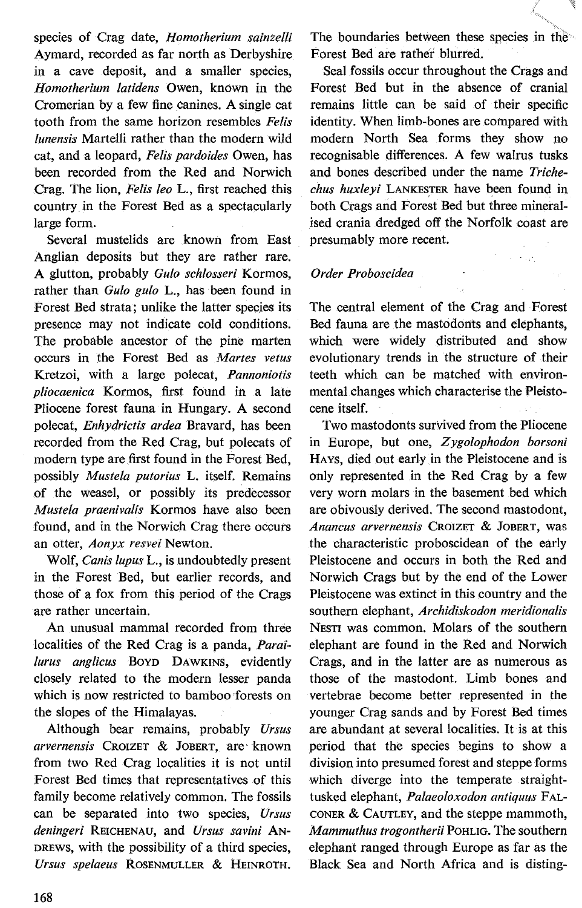species of Crag date, *Homotherium sainzelli* Aymard, recorded as far north as Derbyshire in a cave deposit, and a smaller species, *Homotherium latidens* Owen, known in the Cromerian by a few fine canines. A single cat tooth from the same horizon resembles *Felis lunensis* Martelli rather than the modern wild cat, and a leopard, *Felis pardoides* Owen, has been recorded from the Red and Norwich Crag. The lion, *Felis leo* L., first reached this country in the Forest Bed as a spectacularly large form.

Several mustelids are known from East Anglian deposits but they are rather rare. A glutton, probably *Gulo schlosseri* Kormos, rather than *Gulo gulo* L., has been found in Forest Bed strata; unlike the latter species its presence may not indicate cold conditions. The probable ancestor of the pine marten occurs in the Forest Bed as *Martes vetus* Kretzoi, with a large polecat, *Pannoniotis pliocaenica* Kormos, first found in a late Pliocene forest fauna in Hungary. A second polecat, *Enhydrictis ardea* Bravard, has been recorded from the Red Crag, but polecats of modern type are first found in the Forest Bed, possibly *Mustela putorius* L. itself. Remains of the weasel, or possibly its predecessor *Mustela praenivalis* Kormos have also been found, and in the Norwich Crag there occurs an otter, *Aonyx resvei* Newton.

Wolf, *Canis lupus* L., is undoubtedly present in the Forest Bed, but earlier records, and those of a fox from this period of the Crags are rather uncertain.

An unusual mammal recorded from three localities of the Red Crag is a panda, *Parailurus anglicus* Boyd Dawkins, evidently closely related to the modern lesser panda which is now restricted to bamboo forests on the slopes of the Himalayas.

Although bear remains, probably *Ursus arvernensis* Croizet & Jobert, are known from two Red Crag localities it is not until Forest Bed times that representatives of this family become relatively common. The fossils can be separated into two species, *Ursus deningeri* Reichenau, and *Ursus savini* Andrews, with the possibility of a third species, *Ursus spelaeus* Rosenmuller & Heinroth. The boundaries between these species in the Forest Bed are rather blurred.

Seal fossils occur throughout the Crags and Forest Bed but in the absence of cranial remains little can be said of their specific identity. When limb-bones are compared with modern North Sea forms they show no recognisable differences. A few walrus tusks and bones described under the name *Trichechus huxleyi* Lankester have been found in both Crags and Forest Bed but three mineralised crania dredged off the Norfolk coast are presumably more recent.

### *Order Proboscidea*

The central element of the Crag and Forest Bed fauna are the mastodonts and elephants, which were widely distributed and show evolutionary trends in the structure of their teeth which can be matched with environmental changes which characterise the Pleistocene itself.

Two mastodonts survived from the Pliocene in Europe, but one, *Zygolophodon borsoni* Hays, died out early in the Pleistocene and is only represented in the Red Crag by a few very worn molars in the basement bed which are obivously derived. The second mastodont, *Anancus arvernensis* Croizet & Jobert, was the characteristic proboscidean of the early Pleistocene and occurs in both the Red and Norwich Crags but by the end of the Lower Pleistocene was extinct in this country and the southern elephant, *Archidiskodon meridionalis* Nesti was common. Molars of the southern elephant are found in the Red and Norwich Crags, and in the latter are as numerous as those of the mastodont. Limb bones and vertebrae become better represented in the younger Crag sands and by Forest Bed times are abundant at several localities. It is at this period that the species begins to show a division into presumed forest and steppe forms which diverge into the temperate straight-tusked elephant, *Palaeoloxodon antiquus* Falconer & Cautley, and the steppe mammoth, *Mammuthus trogontherii* Pohlig. The southern elephant ranged through Europe as far as the Black Sea and North Africa and is disting-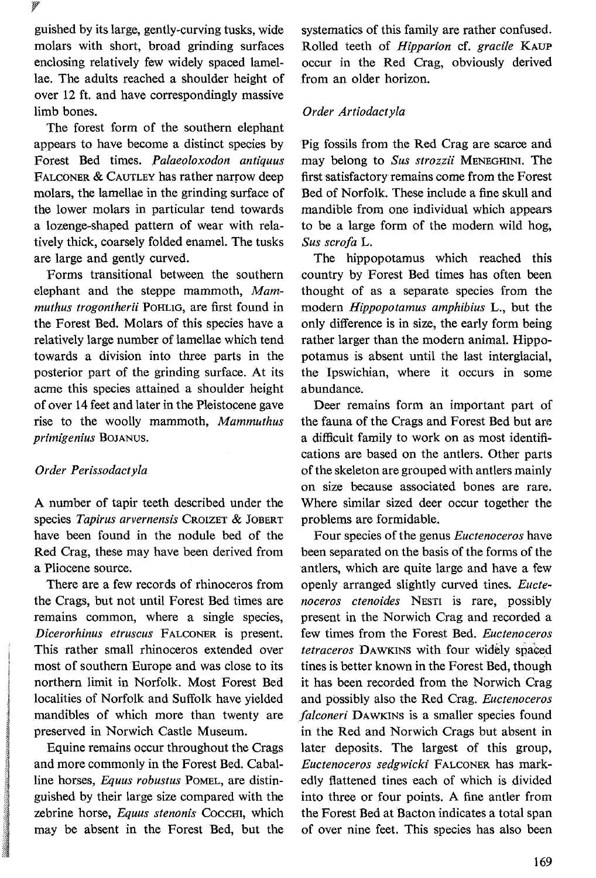guished by its large, gently-curving tusks, wide molars with short, broad grinding surfaces enclosing relatively few widely spaced lamellae. The adults reached a shoulder height of over 12 ft. and have correspondingly massive limb bones.

The forest form of the southern elephant appears to have become a distinct species by Forest Bed times. *Palaeoloxodon antiquus* FALCONER & CAUTLEY has rather narrow deep molars, the lamellae in the grinding surface of the lower molars in particular tend towards a lozenge-shaped pattern of wear with relatively thick, coarsely folded enamel. The tusks are large and gently curved.

Forms transitional between the southern elephant and the steppe mammoth, *Mammuthus trogontherii* POHLIG, are first found in the Forest Bed. Molars of this species have a relatively large number of lamellae which tend towards a division into three parts in the posterior part of the grinding surface. At its acme this species attained a shoulder height of over 14 feet and later in the Pleistocene gave rise to the woolly mammoth, *Mammuthus primigenius* BOJANUS.

### *Order Perissodactyla*

A number of tapir teeth described under the species *Tapirus arvernensis* CROIZET & JOBERT have been found in the nodule bed of the Red Crag, these may have been derived from a Pliocene source.

There are a few records of rhinoceros from the Crags, but not until Forest Bed times are remains common, where a single species, *Dicerorhinus etruscus* FALCONER is present. This rather small rhinoceros extended over most of southern Europe and was close to its northern limit in Norfolk. Most Forest Bed localities of Norfolk and Suffolk have yielded mandibles of which more than twenty are preserved in Norwich Castle Museum.

Equine remains occur throughout the Crags and more commonly in the Forest Bed. Caballine horses, *Equus robustus* POMEL, are distinguished by their large size compared with the zebrine horse, *Equus stenonis* COCCHI, which may be absent in the Forest Bed, but the systematics of this family are rather confused. Rolled teeth of *Hipparion* cf. *gracile* KAUP occur in the Red Crag, obviously derived from an older horizon.

### *Order Artiodactyla*

Pig fossils from the Red Crag are scarce and may belong to *Sus strozzii* MENEGHINI. The first satisfactory remains come from the Forest Bed of Norfolk. These include a fine skull and mandible from one individual which appears to be a large form of the modern wild hog, *Sus scrofa* L.

The hippopotamus which reached this country by Forest Bed times has often been thought of as a separate species from the modern *Hippopotamus amphibius* L., but the only difference is in size, the early form being rather larger than the modern animal. Hippopotamus is absent until the last interglacial, the Ipswichian, where it occurs in some abundance.

Deer remains form an important part of the fauna of the Crags and Forest Bed but are a difficult family to work on as most identifications are based on the antlers. Other parts of the skeleton are grouped with antlers mainly on size because associated bones are rare. Where similar sized deer occur together the problems are formidable.

Four species of the genus *Euctenoceros* have been separated on the basis of the forms of the antlers, which are quite large and have a few openly arranged slightly curved tines. *Euctenoceros ctenoides* NESTI is rare, possibly present in the Norwich Crag and recorded a few times from the Forest Bed. *Euctenoceros tetraceros* DAWKINS with four widely spaced tines is better known in the Forest Bed, though it has been recorded from the Norwich Crag and possibly also the Red Crag. *Euctenoceros falconeri* DAWKINS is a smaller species found in the Red and Norwich Crags but absent in later deposits. The largest of this group, *Euctenoceros sedgwicki* FALCONER has markedly flattened tines each of which is divided into three or four points. A fine antler from the Forest Bed at Bacton indicates a total span of over nine feet. This species has also been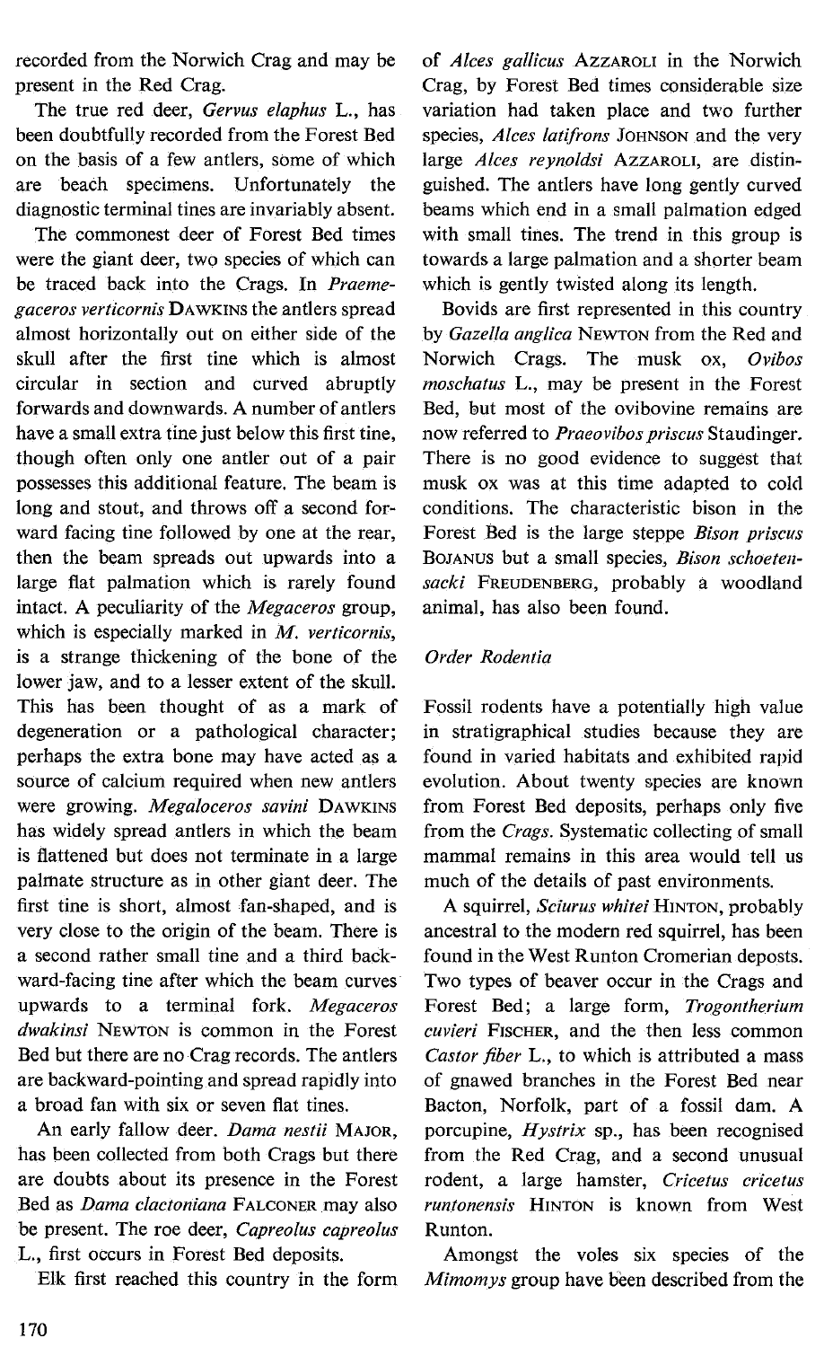recorded from the Norwich Crag and may be present in the Red Crag.

The true red deer, *Gervus elaphus* L., has been doubtfully recorded from the Forest Bed on the basis of a few antlers, some of which are beach specimens. Unfortunately the diagnostic terminal tines are invariably absent.

The commonest deer of Forest Bed times were the giant deer, two species of which can be traced back into the Crags. In *Praemegaceros verticornis* DAWKINS the antlers spread almost horizontally out on either side of the skull after the first tine which is almost circular in section and curved abruptly forwards and downwards. A number of antlers have a small extra tine just below this first tine, though often only one antler out of a pair possesses this additional feature. The beam is long and stout, and throws off a second forward facing tine followed by one at the rear, then the beam spreads out upwards into a large flat palmation which is rarely found intact. A peculiarity of the *Megaceros* group, which is especially marked in *M. verticornis*, is a strange thickening of the bone of the lower jaw, and to a lesser extent of the skull. This has been thought of as a mark of degeneration or a pathological character; perhaps the extra bone may have acted as a source of calcium required when new antlers were growing. *Megaloceros savini* DAWKINS has widely spread antlers in which the beam is flattened but does not terminate in a large palmate structure as in other giant deer. The first tine is short, almost fan-shaped, and is very close to the origin of the beam. There is a second rather small tine and a third backward-facing tine after which the beam curves upwards to a terminal fork. *Megaceros dwakinsi* NEWTON is common in the Forest Bed but there are no Crag records. The antlers are backward-pointing and spread rapidly into a broad fan with six or seven flat tines.

An early fallow deer. *Dama nestii* MAJOR, has been collected from both Crags but there are doubts about its presence in the Forest Bed as *Dama clactoniana* FALCONER may also be present. The roe deer, *Capreolus capreolus* L., first occurs in Forest Bed deposits.

Elk first reached this country in the form of *Alces gallicus* AZZAROLI in the Norwich Crag, by Forest Bed times considerable size variation had taken place and two further species, *Alces latifrons* JOHNSON and the very large *Alces reynoldsi* AZZAROLI, are distinguished. The antlers have long gently curved beams which end in a small palmation edged with small tines. The trend in this group is towards a large palmation and a shorter beam which is gently twisted along its length.

Bovids are first represented in this country by *Gazella anglica* NEWTON from the Red and Norwich Crags. The musk ox, *Ovibos moschatus* L., may be present in the Forest Bed, but most of the ovibovine remains are now referred to *Praeovibos priscus* Staudinger. There is no good evidence to suggest that musk ox was at this time adapted to cold conditions. The characteristic bison in the Forest Bed is the large steppe *Bison priscus* BOJANUS but a small species, *Bison schoetensacki* FREUDENBERG, probably a woodland animal, has also been found.

### *Order Rodentia*

Fossil rodents have a potentially high value in stratigraphical studies because they are found in varied habitats and exhibited rapid evolution. About twenty species are known from Forest Bed deposits, perhaps only five from the *Crags*. Systematic collecting of small mammal remains in this area would tell us much of the details of past environments.

A squirrel, *Sciurus whitei* HINTON, probably ancestral to the modern red squirrel, has been found in the West Runton Cromerian deposts. Two types of beaver occur in the Crags and Forest Bed; a large form, *Trogontherium cuvieri* FISCHER, and the then less common *Castor fiber* L., to which is attributed a mass of gnawed branches in the Forest Bed near Bacton, Norfolk, part of a fossil dam. A porcupine, *Hystrix* sp., has been recognised from the Red Crag, and a second unusual rodent, a large hamster, *Cricetus cricetus runtonensis* HINTON is known from West Runton.

Amongst the voles six species of the *Mimomys* group have been described from the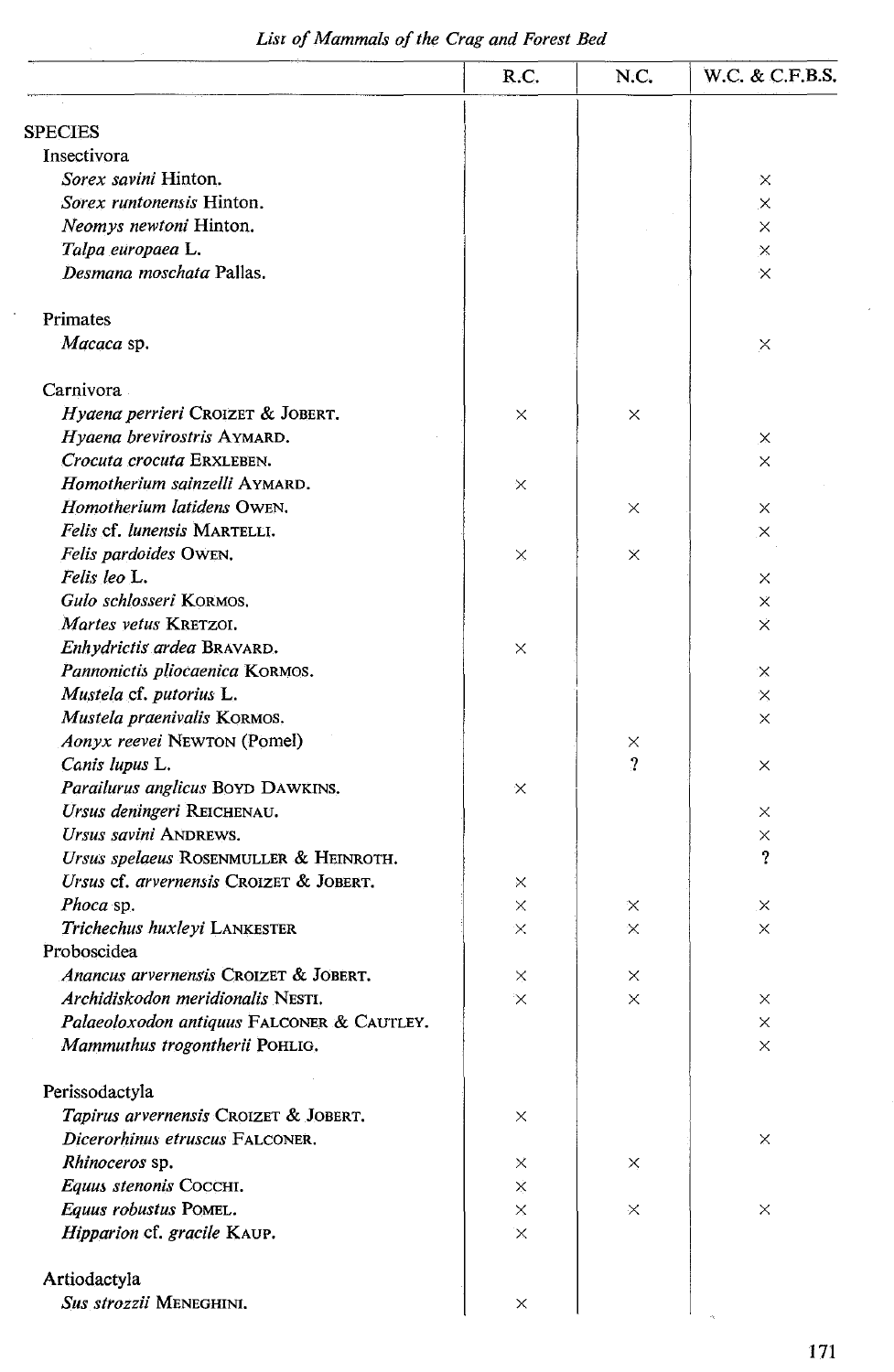*List of Mammals of the Crag and Forest Bed*

| | R.C. | N.C. | W.C. & C.F.B.S. |
|---|---|---|---|
| SPECIES | | | |
| Insectivora | | | |
| *Sorex savini* Hinton. | | | × |
| *Sorex runtonensis* Hinton. | | | × |
| *Neomys newtoni* Hinton. | | | × |
| *Talpa europaea* L. | | | × |
| *Desmana moschata* Pallas. | | | × |
| Primates | | | |
| *Macaca* sp. | | | × |
| Carnivora | | | |
| *Hyaena perrieri* Croizet & Jobert. | × | × | |
| *Hyaena brevirostris* Aymard. | | | × |
| *Crocuta crocuta* Erxleben. | | | × |
| *Homotherium sainzelli* Aymard. | × | | |
| *Homotherium latidens* Owen. | | × | × |
| *Felis* cf. *lunensis* Martelli. | | | × |
| *Felis pardoides* Owen. | × | × | |
| *Felis leo* L. | | | × |
| *Gulo schlosseri* Kormos. | | | × |
| *Martes vetus* Kretzoi. | | | × |
| *Enhydrictis ardea* Bravard. | × | | |
| *Pannonictis pliocaenica* Kormos. | | | × |
| *Mustela* cf. *putorius* L. | | | × |
| *Mustela praenivalis* Kormos. | | | × |
| *Aonyx reevei* Newton (Pomel) | | × | |
| *Canis lupus* L. | | ? | × |
| *Parailurus anglicus* Boyd Dawkins. | × | | |
| *Ursus deningeri* Reichenau. | | | × |
| *Ursus savini* Andrews. | | | × |
| *Ursus spelaeus* Rosenmuller & Heinroth. | | | ? |
| *Ursus* cf. *arvernensis* Croizet & Jobert. | × | | |
| *Phoca* sp. | × | × | × |
| *Trichechus huxleyi* Lankester | × | × | × |
| Proboscidea | | | |
| *Anancus arvernensis* Croizet & Jobert. | × | × | |
| *Archidiskodon meridionalis* Nesti. | × | × | × |
| *Palaeoloxodon antiquus* Falconer & Cautley. | | | × |
| *Mammuthus trogontherii* Pohlig. | | | × |
| Perissodactyla | | | |
| *Tapirus arvernensis* Croizet & Jobert. | × | | |
| *Dicerorhinus etruscus* Falconer. | | | × |
| *Rhinoceros* sp. | × | × | |
| *Equus stenonis* Cocchi. | × | | |
| *Equus robustus* Pomel. | × | × | × |
| *Hipparion* cf. *gracile* Kaup. | × | | |
| Artiodactyla | | | |
| *Sus strozzii* Meneghini. | × | | |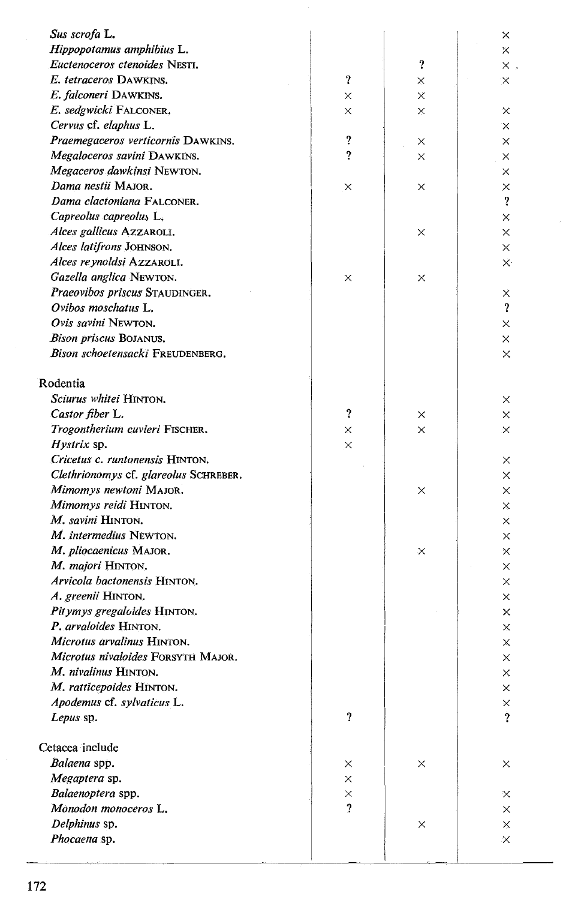| | | | |
|---|---|---|---|
| *Sus scrofa* L. | | | × |
| *Hippopotamus amphibius* L. | | | × |
| *Euctenoceros ctenoides* NESTI. | | ? | × |
| *E. tetraceros* DAWKINS. | ? | × | × |
| *E. falconeri* DAWKINS. | × | × | |
| *E. sedgwicki* FALCONER. | × | × | × |
| *Cervus* cf. *elaphus* L. | | | × |
| *Praemegaceros verticornis* DAWKINS. | ? | × | × |
| *Megaloceros savini* DAWKINS. | ? | × | × |
| *Megaceros dawkinsi* NEWTON. | | | × |
| *Dama nestii* MAJOR. | × | × | × |
| *Dama clactoniana* FALCONER. | | | ? |
| *Capreolus capreolus* L. | | | × |
| *Alces gallicus* AZZAROLI. | | × | × |
| *Alces latifrons* JOHNSON. | | | × |
| *Alces reynoldsi* AZZAROLI. | | | × |
| *Gazella anglica* NEWTON. | × | × | |
| *Praeovibos priscus* STAUDINGER. | | | × |
| *Ovibos moschatus* L. | | | ? |
| *Ovis savini* NEWTON. | | | × |
| *Bison priscus* BOJANUS. | | | × |
| *Bison schoetensacki* FREUDENBERG. | | | × |
| | | | |
| Rodentia | | | |
| *Sciurus whitei* HINTON. | | | × |
| *Castor fiber* L. | ? | × | × |
| *Trogontherium cuvieri* FISCHER. | × | × | × |
| *Hystrix* sp. | × | | |
| *Cricetus c. runtonensis* HINTON. | | | × |
| *Clethrionomys* cf. *glareolus* SCHREBER. | | | × |
| *Mimomys newtoni* MAJOR. | | × | × |
| *Mimomys reidi* HINTON. | | | × |
| *M. savini* HINTON. | | | × |
| *M. intermedius* NEWTON. | | | × |
| *M. pliocaenicus* MAJOR. | | × | × |
| *M. majori* HINTON. | | | × |
| *Arvicola bactonensis* HINTON. | | | × |
| *A. greenii* HINTON. | | | × |
| *Pitymys gregaloides* HINTON. | | | × |
| *P. arvaloides* HINTON. | | | × |
| *Microtus arvalinus* HINTON. | | | × |
| *Microtus nivaloides* FORSYTH MAJOR. | | | × |
| *M. nivalinus* HINTON. | | | × |
| *M. ratticepoides* HINTON. | | | × |
| *Apodemus* cf. *sylvaticus* L. | | | × |
| *Lepus* sp. | ? | | ? |
| | | | |
| Cetacea include | | | |
| *Balaena* spp. | × | × | × |
| *Megaptera* sp. | × | | |
| *Balaenoptera* spp. | × | | × |
| *Monodon monoceros* L. | ? | | × |
| *Delphinus* sp. | | × | × |
| *Phocaena* sp. | | | × |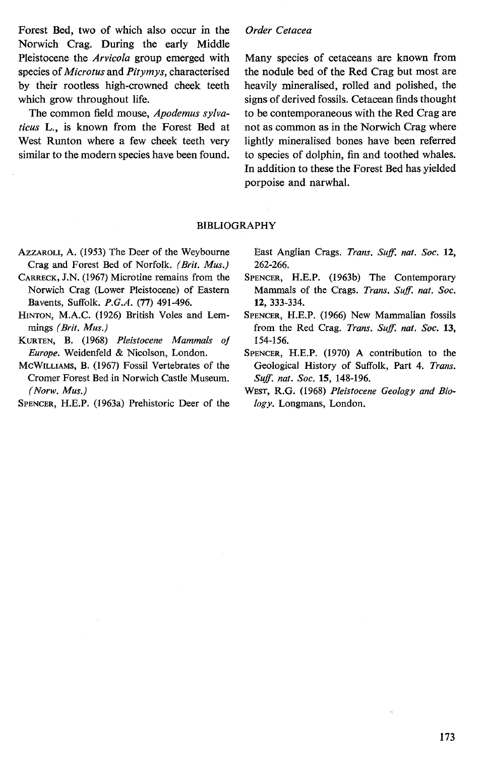Forest Bed, two of which also occur in the Norwich Crag. During the early Middle Pleistocene the *Arvicola* group emerged with species of *Microtus* and *Pitymys*, characterised by their rootless high-crowned cheek teeth which grow throughout life.

The common field mouse, *Apodemus sylvaticus* L., is known from the Forest Bed at West Runton where a few cheek teeth very similar to the modern species have been found.

*Order Cetacea*

Many species of cetaceans are known from the nodule bed of the Red Crag but most are heavily mineralised, rolled and polished, the signs of derived fossils. Cetacean finds thought to be contemporaneous with the Red Crag are not as common as in the Norwich Crag where lightly mineralised bones have been referred to species of dolphin, fin and toothed whales. In addition to these the Forest Bed has yielded porpoise and narwhal.

## BIBLIOGRAPHY

AZZAROLI, A. (1953) The Deer of the Weybourne Crag and Forest Bed of Norfolk. *(Brit. Mus.)*

CARRECK, J.N. (1967) Microtine remains from the Norwich Crag (Lower Pleistocene) of Eastern Bavents, Suffolk. *P.G.A.* (77) 491-496.

HINTON, M.A.C. (1926) British Voles and Lemmings *(Brit. Mus.)*

KURTEN, B. (1968) *Pleistocene Mammals of Europe*. Weidenfeld & Nicolson, London.

MCWILLIAMS, B. (1967) Fossil Vertebrates of the Cromer Forest Bed in Norwich Castle Museum. *(Norw. Mus.)*

SPENCER, H.E.P. (1963a) Prehistoric Deer of the East Anglian Crags. *Trans. Suff. nat. Soc.* **12**, 262-266.

SPENCER, H.E.P. (1963b) The Contemporary Mammals of the Crags. *Trans. Suff. nat. Soc.* **12**, 333-334.

SPENCER, H.E.P. (1966) New Mammalian fossils from the Red Crag. *Trans. Suff. nat. Soc.* **13**, 154-156.

SPENCER, H.E.P. (1970) A contribution to the Geological History of Suffolk, Part 4. *Trans. Suff. nat. Soc.* **15**, 148-196.

WEST, R.G. (1968) *Pleistocene Geology and Biology*. Longmans, London.